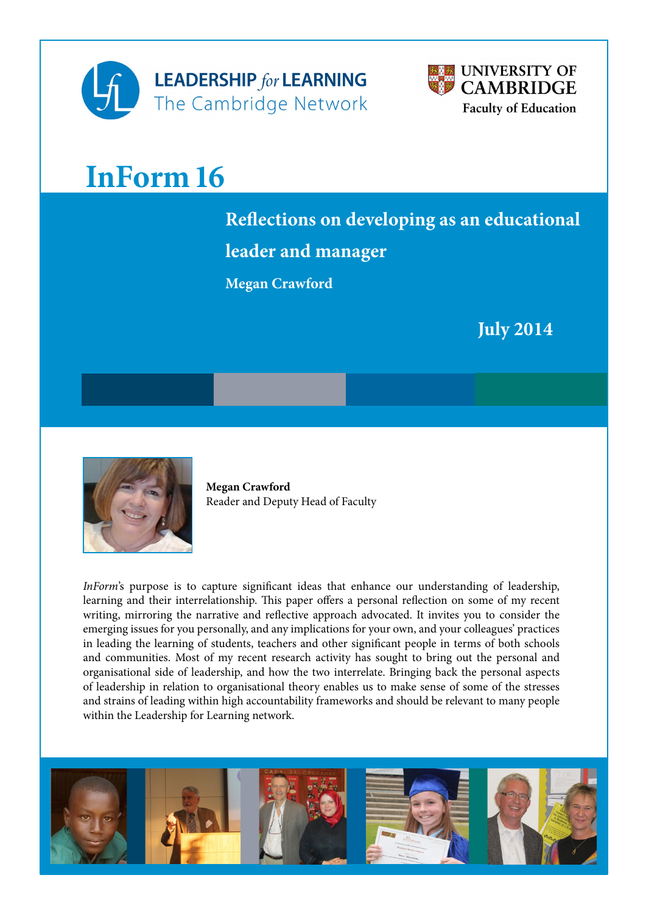LEADERSHIP *for* LEARNING
The Cambridge Network

UNIVERSITY OF CAMBRIDGE
Faculty of Education

# InForm 16

## Reflections on developing as an educational leader and manager

**Megan Crawford**

**July 2014**

**Megan Crawford**
Reader and Deputy Head of Faculty

*InForm*'s purpose is to capture significant ideas that enhance our understanding of leadership, learning and their interrelationship. This paper offers a personal reflection on some of my recent writing, mirroring the narrative and reflective approach advocated. It invites you to consider the emerging issues for you personally, and any implications for your own, and your colleagues' practices in leading the learning of students, teachers and other significant people in terms of both schools and communities. Most of my recent research activity has sought to bring out the personal and organisational side of leadership, and how the two interrelate. Bringing back the personal aspects of leadership in relation to organisational theory enables us to make sense of some of the stresses and strains of leading within high accountability frameworks and should be relevant to many people within the Leadership for Learning network.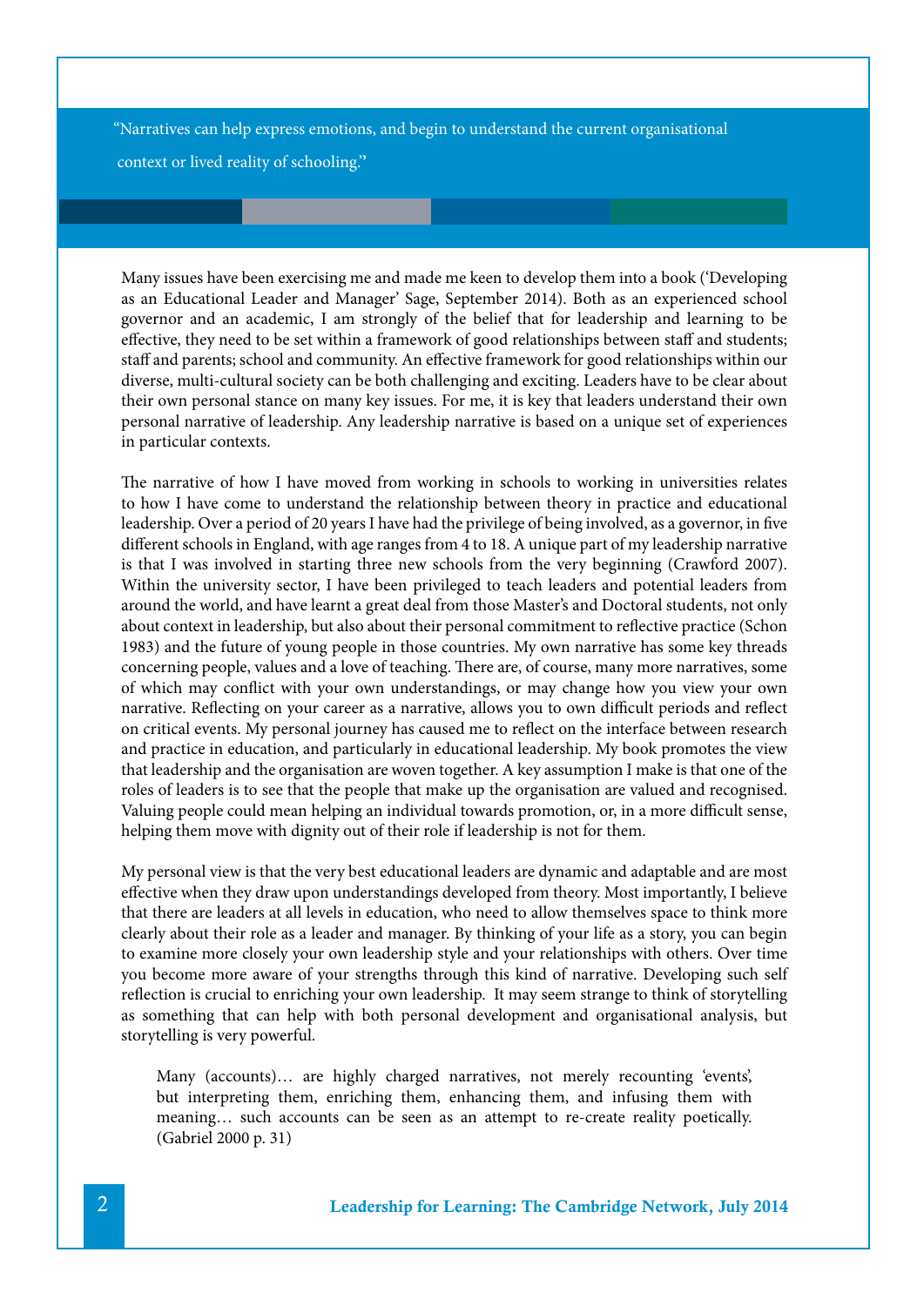> "Narratives can help express emotions, and begin to understand the current organisational context or lived reality of schooling."

Many issues have been exercising me and made me keen to develop them into a book ('Developing as an Educational Leader and Manager' Sage, September 2014). Both as an experienced school governor and an academic, I am strongly of the belief that for leadership and learning to be effective, they need to be set within a framework of good relationships between staff and students; staff and parents; school and community. An effective framework for good relationships within our diverse, multi-cultural society can be both challenging and exciting. Leaders have to be clear about their own personal stance on many key issues. For me, it is key that leaders understand their own personal narrative of leadership. Any leadership narrative is based on a unique set of experiences in particular contexts.

The narrative of how I have moved from working in schools to working in universities relates to how I have come to understand the relationship between theory in practice and educational leadership. Over a period of 20 years I have had the privilege of being involved, as a governor, in five different schools in England, with age ranges from 4 to 18. A unique part of my leadership narrative is that I was involved in starting three new schools from the very beginning (Crawford 2007). Within the university sector, I have been privileged to teach leaders and potential leaders from around the world, and have learnt a great deal from those Master's and Doctoral students, not only about context in leadership, but also about their personal commitment to reflective practice (Schon 1983) and the future of young people in those countries. My own narrative has some key threads concerning people, values and a love of teaching. There are, of course, many more narratives, some of which may conflict with your own understandings, or may change how you view your own narrative. Reflecting on your career as a narrative, allows you to own difficult periods and reflect on critical events. My personal journey has caused me to reflect on the interface between research and practice in education, and particularly in educational leadership. My book promotes the view that leadership and the organisation are woven together. A key assumption I make is that one of the roles of leaders is to see that the people that make up the organisation are valued and recognised. Valuing people could mean helping an individual towards promotion, or, in a more difficult sense, helping them move with dignity out of their role if leadership is not for them.

My personal view is that the very best educational leaders are dynamic and adaptable and are most effective when they draw upon understandings developed from theory. Most importantly, I believe that there are leaders at all levels in education, who need to allow themselves space to think more clearly about their role as a leader and manager. By thinking of your life as a story, you can begin to examine more closely your own leadership style and your relationships with others. Over time you become more aware of your strengths through this kind of narrative. Developing such self reflection is crucial to enriching your own leadership. It may seem strange to think of storytelling as something that can help with both personal development and organisational analysis, but storytelling is very powerful.

> Many (accounts)… are highly charged narratives, not merely recounting 'events', but interpreting them, enriching them, enhancing them, and infusing them with meaning… such accounts can be seen as an attempt to re-create reality poetically. (Gabriel 2000 p. 31)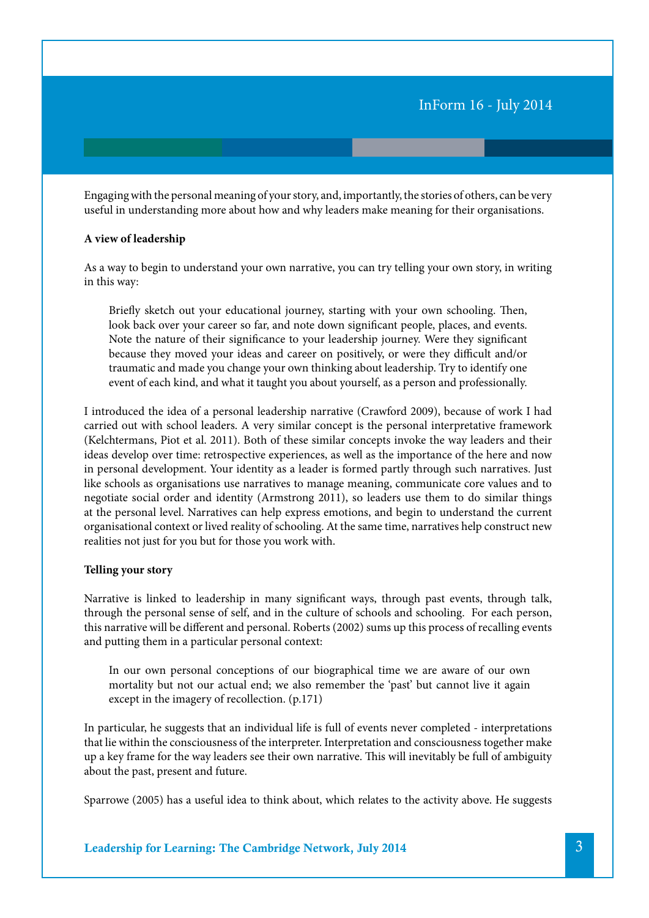Engaging with the personal meaning of your story, and, importantly, the stories of others, can be very useful in understanding more about how and why leaders make meaning for their organisations.

**A view of leadership**

As a way to begin to understand your own narrative, you can try telling your own story, in writing in this way:

> Briefly sketch out your educational journey, starting with your own schooling. Then, look back over your career so far, and note down significant people, places, and events. Note the nature of their significance to your leadership journey. Were they significant because they moved your ideas and career on positively, or were they difficult and/or traumatic and made you change your own thinking about leadership. Try to identify one event of each kind, and what it taught you about yourself, as a person and professionally.

I introduced the idea of a personal leadership narrative (Crawford 2009), because of work I had carried out with school leaders. A very similar concept is the personal interpretative framework (Kelchtermans, Piot et al. 2011). Both of these similar concepts invoke the way leaders and their ideas develop over time: retrospective experiences, as well as the importance of the here and now in personal development. Your identity as a leader is formed partly through such narratives. Just like schools as organisations use narratives to manage meaning, communicate core values and to negotiate social order and identity (Armstrong 2011), so leaders use them to do similar things at the personal level. Narratives can help express emotions, and begin to understand the current organisational context or lived reality of schooling. At the same time, narratives help construct new realities not just for you but for those you work with.

**Telling your story**

Narrative is linked to leadership in many significant ways, through past events, through talk, through the personal sense of self, and in the culture of schools and schooling. For each person, this narrative will be different and personal. Roberts (2002) sums up this process of recalling events and putting them in a particular personal context:

> In our own personal conceptions of our biographical time we are aware of our own mortality but not our actual end; we also remember the 'past' but cannot live it again except in the imagery of recollection. (p.171)

In particular, he suggests that an individual life is full of events never completed - interpretations that lie within the consciousness of the interpreter. Interpretation and consciousness together make up a key frame for the way leaders see their own narrative. This will inevitably be full of ambiguity about the past, present and future.

Sparrowe (2005) has a useful idea to think about, which relates to the activity above. He suggests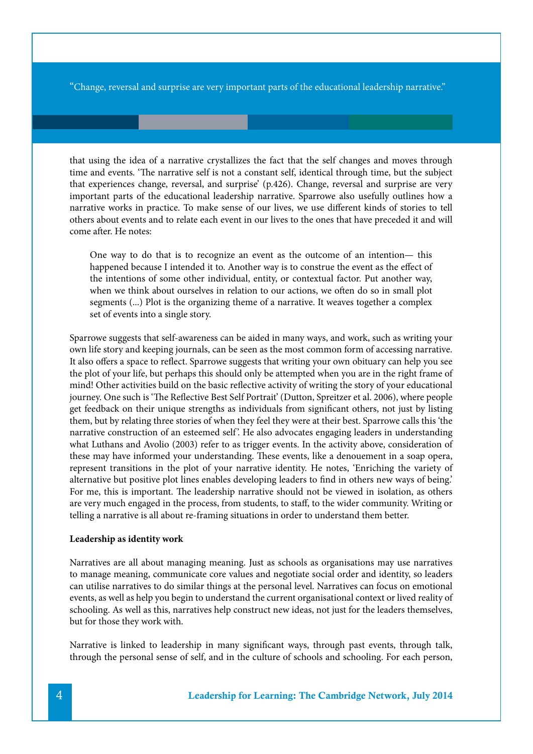> "Change, reversal and surprise are very important parts of the educational leadership narrative."

that using the idea of a narrative crystallizes the fact that the self changes and moves through time and events. 'The narrative self is not a constant self, identical through time, but the subject that experiences change, reversal, and surprise' (p.426). Change, reversal and surprise are very important parts of the educational leadership narrative. Sparrowe also usefully outlines how a narrative works in practice. To make sense of our lives, we use different kinds of stories to tell others about events and to relate each event in our lives to the ones that have preceded it and will come after. He notes:

> One way to do that is to recognize an event as the outcome of an intention— this happened because I intended it to. Another way is to construe the event as the effect of the intentions of some other individual, entity, or contextual factor. Put another way, when we think about ourselves in relation to our actions, we often do so in small plot segments (...) Plot is the organizing theme of a narrative. It weaves together a complex set of events into a single story.

Sparrowe suggests that self-awareness can be aided in many ways, and work, such as writing your own life story and keeping journals, can be seen as the most common form of accessing narrative. It also offers a space to reflect. Sparrowe suggests that writing your own obituary can help you see the plot of your life, but perhaps this should only be attempted when you are in the right frame of mind! Other activities build on the basic reflective activity of writing the story of your educational journey. One such is 'The Reflective Best Self Portrait' (Dutton, Spreitzer et al. 2006), where people get feedback on their unique strengths as individuals from significant others, not just by listing them, but by relating three stories of when they feel they were at their best. Sparrowe calls this 'the narrative construction of an esteemed self'. He also advocates engaging leaders in understanding what Luthans and Avolio (2003) refer to as trigger events. In the activity above, consideration of these may have informed your understanding. These events, like a denouement in a soap opera, represent transitions in the plot of your narrative identity. He notes, 'Enriching the variety of alternative but positive plot lines enables developing leaders to find in others new ways of being.' For me, this is important. The leadership narrative should not be viewed in isolation, as others are very much engaged in the process, from students, to staff, to the wider community. Writing or telling a narrative is all about re-framing situations in order to understand them better.

**Leadership as identity work**

Narratives are all about managing meaning. Just as schools as organisations may use narratives to manage meaning, communicate core values and negotiate social order and identity, so leaders can utilise narratives to do similar things at the personal level. Narratives can focus on emotional events, as well as help you begin to understand the current organisational context or lived reality of schooling. As well as this, narratives help construct new ideas, not just for the leaders themselves, but for those they work with.

Narrative is linked to leadership in many significant ways, through past events, through talk, through the personal sense of self, and in the culture of schools and schooling. For each person,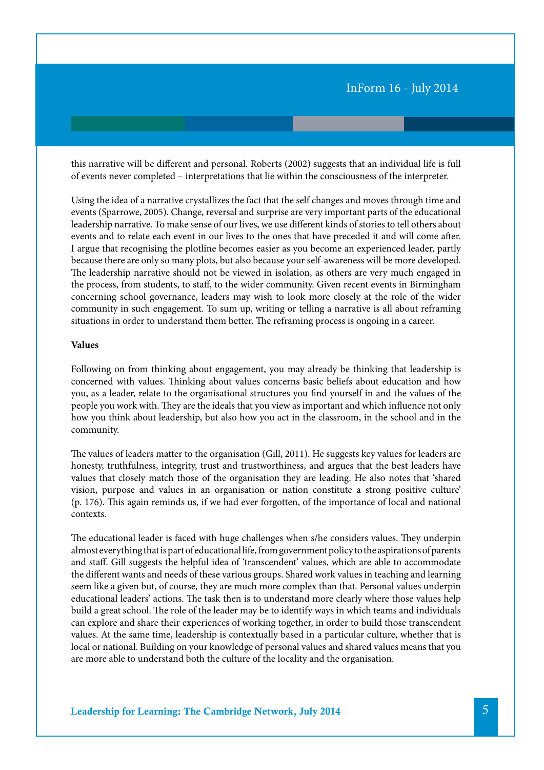this narrative will be different and personal. Roberts (2002) suggests that an individual life is full of events never completed – interpretations that lie within the consciousness of the interpreter.

Using the idea of a narrative crystallizes the fact that the self changes and moves through time and events (Sparrowe, 2005). Change, reversal and surprise are very important parts of the educational leadership narrative. To make sense of our lives, we use different kinds of stories to tell others about events and to relate each event in our lives to the ones that have preceded it and will come after. I argue that recognising the plotline becomes easier as you become an experienced leader, partly because there are only so many plots, but also because your self-awareness will be more developed. The leadership narrative should not be viewed in isolation, as others are very much engaged in the process, from students, to staff, to the wider community. Given recent events in Birmingham concerning school governance, leaders may wish to look more closely at the role of the wider community in such engagement. To sum up, writing or telling a narrative is all about reframing situations in order to understand them better. The reframing process is ongoing in a career.

**Values**

Following on from thinking about engagement, you may already be thinking that leadership is concerned with values. Thinking about values concerns basic beliefs about education and how you, as a leader, relate to the organisational structures you find yourself in and the values of the people you work with. They are the ideals that you view as important and which influence not only how you think about leadership, but also how you act in the classroom, in the school and in the community.

The values of leaders matter to the organisation (Gill, 2011). He suggests key values for leaders are honesty, truthfulness, integrity, trust and trustworthiness, and argues that the best leaders have values that closely match those of the organisation they are leading. He also notes that 'shared vision, purpose and values in an organisation or nation constitute a strong positive culture' (p. 176). This again reminds us, if we had ever forgotten, of the importance of local and national contexts.

The educational leader is faced with huge challenges when s/he considers values. They underpin almost everything that is part of educational life, from government policy to the aspirations of parents and staff. Gill suggests the helpful idea of 'transcendent' values, which are able to accommodate the different wants and needs of these various groups. Shared work values in teaching and learning seem like a given but, of course, they are much more complex than that. Personal values underpin educational leaders' actions. The task then is to understand more clearly where those values help build a great school. The role of the leader may be to identify ways in which teams and individuals can explore and share their experiences of working together, in order to build those transcendent values. At the same time, leadership is contextually based in a particular culture, whether that is local or national. Building on your knowledge of personal values and shared values means that you are more able to understand both the culture of the locality and the organisation.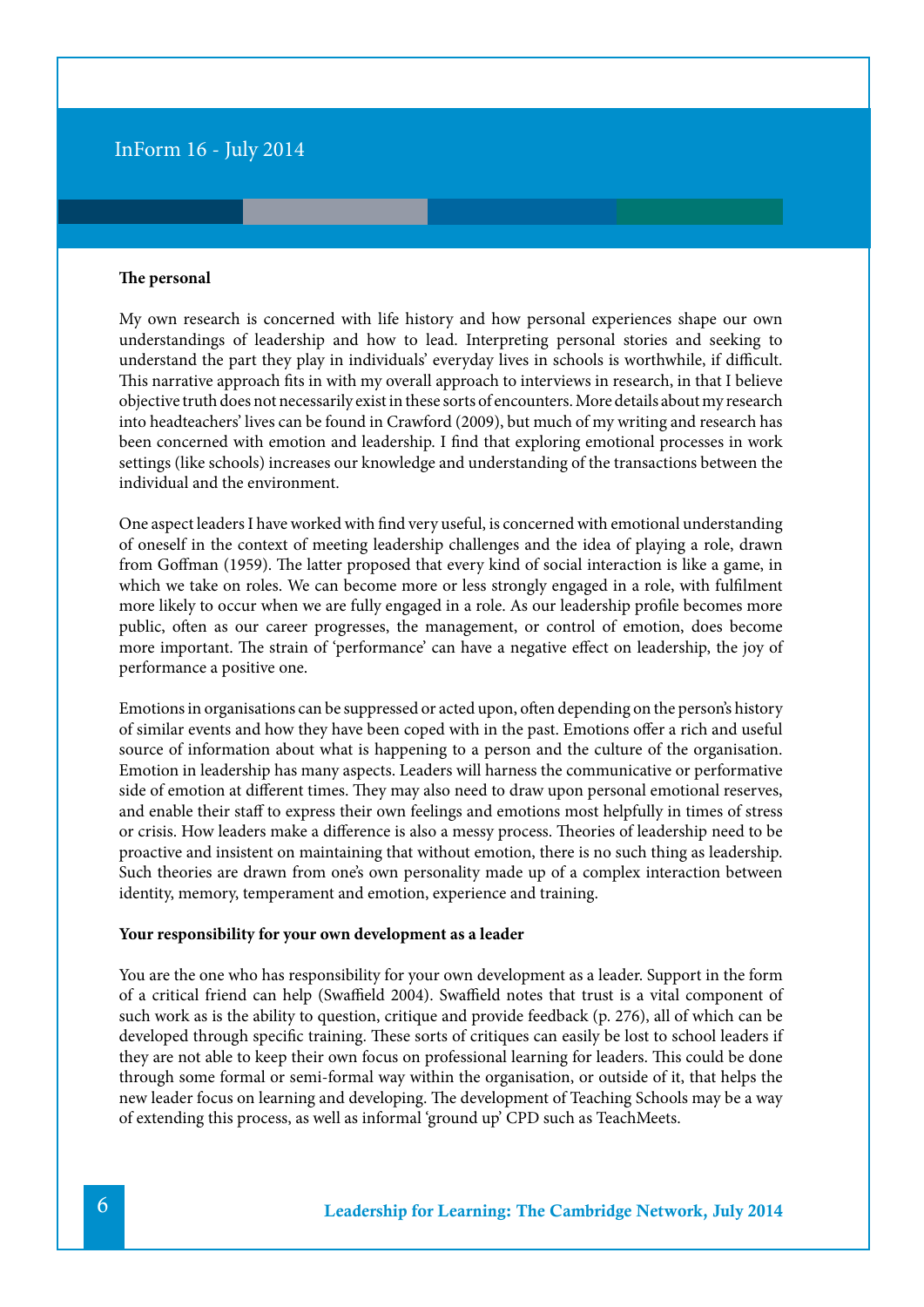**The personal**

My own research is concerned with life history and how personal experiences shape our own understandings of leadership and how to lead. Interpreting personal stories and seeking to understand the part they play in individuals' everyday lives in schools is worthwhile, if difficult. This narrative approach fits in with my overall approach to interviews in research, in that I believe objective truth does not necessarily exist in these sorts of encounters. More details about my research into headteachers' lives can be found in Crawford (2009), but much of my writing and research has been concerned with emotion and leadership. I find that exploring emotional processes in work settings (like schools) increases our knowledge and understanding of the transactions between the individual and the environment.

One aspect leaders I have worked with find very useful, is concerned with emotional understanding of oneself in the context of meeting leadership challenges and the idea of playing a role, drawn from Goffman (1959). The latter proposed that every kind of social interaction is like a game, in which we take on roles. We can become more or less strongly engaged in a role, with fulfilment more likely to occur when we are fully engaged in a role. As our leadership profile becomes more public, often as our career progresses, the management, or control of emotion, does become more important. The strain of 'performance' can have a negative effect on leadership, the joy of performance a positive one.

Emotions in organisations can be suppressed or acted upon, often depending on the person's history of similar events and how they have been coped with in the past. Emotions offer a rich and useful source of information about what is happening to a person and the culture of the organisation. Emotion in leadership has many aspects. Leaders will harness the communicative or performative side of emotion at different times. They may also need to draw upon personal emotional reserves, and enable their staff to express their own feelings and emotions most helpfully in times of stress or crisis. How leaders make a difference is also a messy process. Theories of leadership need to be proactive and insistent on maintaining that without emotion, there is no such thing as leadership. Such theories are drawn from one's own personality made up of a complex interaction between identity, memory, temperament and emotion, experience and training.

**Your responsibility for your own development as a leader**

You are the one who has responsibility for your own development as a leader. Support in the form of a critical friend can help (Swaffield 2004). Swaffield notes that trust is a vital component of such work as is the ability to question, critique and provide feedback (p. 276), all of which can be developed through specific training. These sorts of critiques can easily be lost to school leaders if they are not able to keep their own focus on professional learning for leaders. This could be done through some formal or semi-formal way within the organisation, or outside of it, that helps the new leader focus on learning and developing. The development of Teaching Schools may be a way of extending this process, as well as informal 'ground up' CPD such as TeachMeets.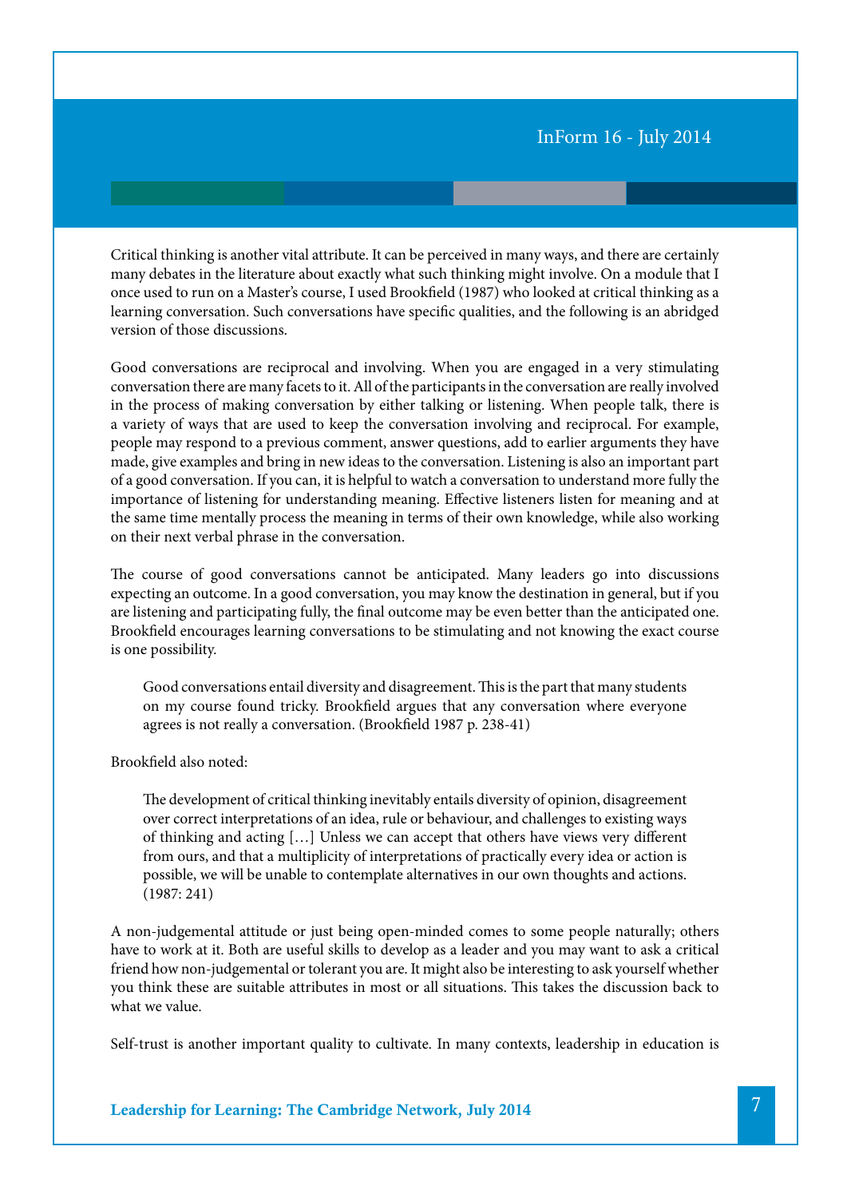Critical thinking is another vital attribute. It can be perceived in many ways, and there are certainly many debates in the literature about exactly what such thinking might involve. On a module that I once used to run on a Master's course, I used Brookfield (1987) who looked at critical thinking as a learning conversation. Such conversations have specific qualities, and the following is an abridged version of those discussions.

Good conversations are reciprocal and involving. When you are engaged in a very stimulating conversation there are many facets to it. All of the participants in the conversation are really involved in the process of making conversation by either talking or listening. When people talk, there is a variety of ways that are used to keep the conversation involving and reciprocal. For example, people may respond to a previous comment, answer questions, add to earlier arguments they have made, give examples and bring in new ideas to the conversation. Listening is also an important part of a good conversation. If you can, it is helpful to watch a conversation to understand more fully the importance of listening for understanding meaning. Effective listeners listen for meaning and at the same time mentally process the meaning in terms of their own knowledge, while also working on their next verbal phrase in the conversation.

The course of good conversations cannot be anticipated. Many leaders go into discussions expecting an outcome. In a good conversation, you may know the destination in general, but if you are listening and participating fully, the final outcome may be even better than the anticipated one. Brookfield encourages learning conversations to be stimulating and not knowing the exact course is one possibility.

> Good conversations entail diversity and disagreement. This is the part that many students on my course found tricky. Brookfield argues that any conversation where everyone agrees is not really a conversation. (Brookfield 1987 p. 238-41)

Brookfield also noted:

> The development of critical thinking inevitably entails diversity of opinion, disagreement over correct interpretations of an idea, rule or behaviour, and challenges to existing ways of thinking and acting […] Unless we can accept that others have views very different from ours, and that a multiplicity of interpretations of practically every idea or action is possible, we will be unable to contemplate alternatives in our own thoughts and actions. (1987: 241)

A non-judgemental attitude or just being open-minded comes to some people naturally; others have to work at it. Both are useful skills to develop as a leader and you may want to ask a critical friend how non-judgemental or tolerant you are. It might also be interesting to ask yourself whether you think these are suitable attributes in most or all situations. This takes the discussion back to what we value.

Self-trust is another important quality to cultivate. In many contexts, leadership in education is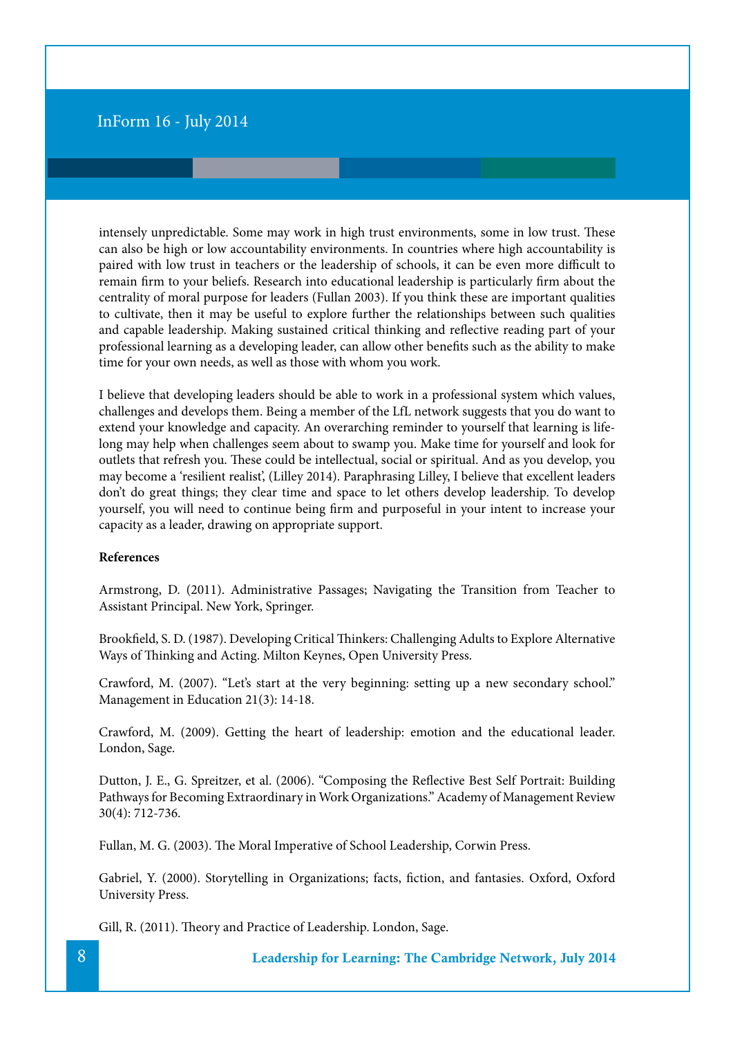intensely unpredictable. Some may work in high trust environments, some in low trust. These can also be high or low accountability environments. In countries where high accountability is paired with low trust in teachers or the leadership of schools, it can be even more difficult to remain firm to your beliefs. Research into educational leadership is particularly firm about the centrality of moral purpose for leaders (Fullan 2003). If you think these are important qualities to cultivate, then it may be useful to explore further the relationships between such qualities and capable leadership. Making sustained critical thinking and reflective reading part of your professional learning as a developing leader, can allow other benefits such as the ability to make time for your own needs, as well as those with whom you work.

I believe that developing leaders should be able to work in a professional system which values, challenges and develops them. Being a member of the LfL network suggests that you do want to extend your knowledge and capacity. An overarching reminder to yourself that learning is life-long may help when challenges seem about to swamp you. Make time for yourself and look for outlets that refresh you. These could be intellectual, social or spiritual. And as you develop, you may become a 'resilient realist', (Lilley 2014). Paraphrasing Lilley, I believe that excellent leaders don't do great things; they clear time and space to let others develop leadership. To develop yourself, you will need to continue being firm and purposeful in your intent to increase your capacity as a leader, drawing on appropriate support.

**References**

Armstrong, D. (2011). Administrative Passages; Navigating the Transition from Teacher to Assistant Principal. New York, Springer.

Brookfield, S. D. (1987). Developing Critical Thinkers: Challenging Adults to Explore Alternative Ways of Thinking and Acting. Milton Keynes, Open University Press.

Crawford, M. (2007). "Let's start at the very beginning: setting up a new secondary school." Management in Education 21(3): 14-18.

Crawford, M. (2009). Getting the heart of leadership: emotion and the educational leader. London, Sage.

Dutton, J. E., G. Spreitzer, et al. (2006). "Composing the Reflective Best Self Portrait: Building Pathways for Becoming Extraordinary in Work Organizations." Academy of Management Review 30(4): 712-736.

Fullan, M. G. (2003). The Moral Imperative of School Leadership, Corwin Press.

Gabriel, Y. (2000). Storytelling in Organizations; facts, fiction, and fantasies. Oxford, Oxford University Press.

Gill, R. (2011). Theory and Practice of Leadership. London, Sage.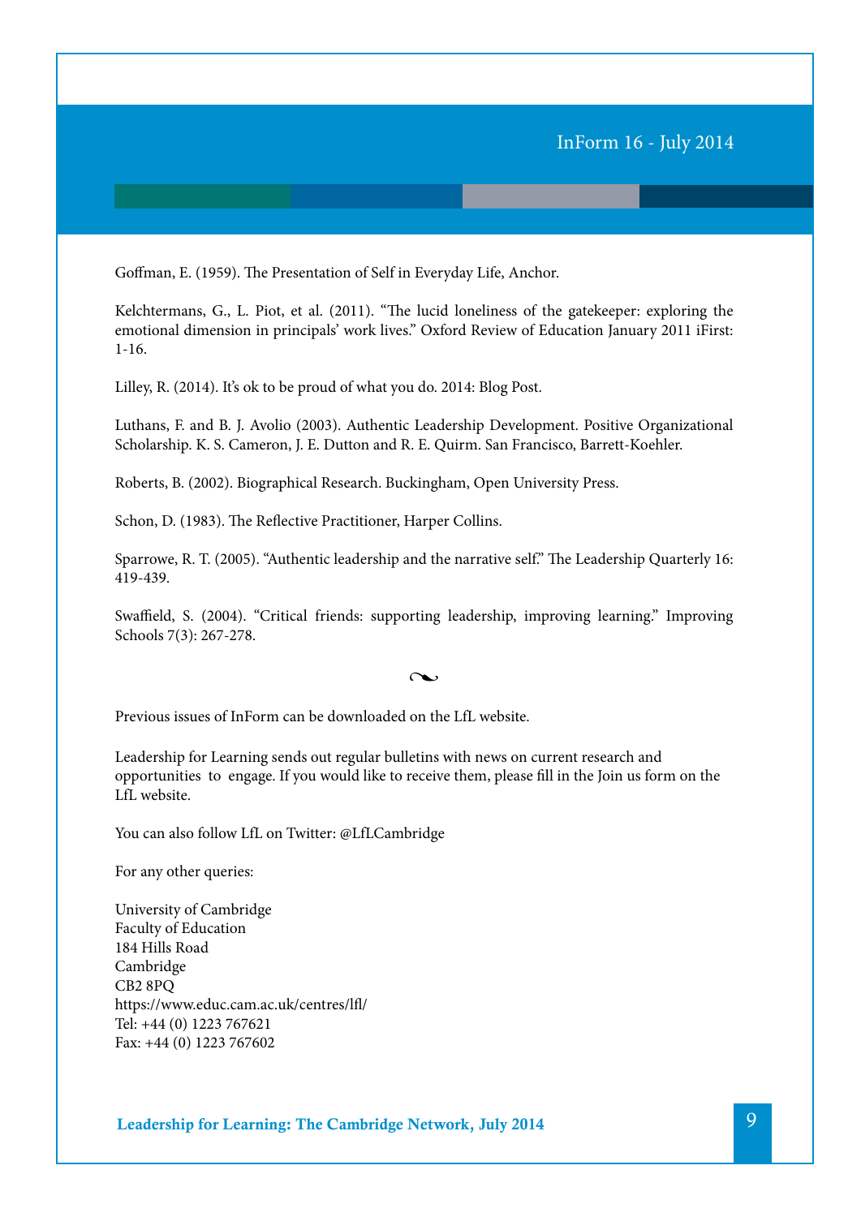Goffman, E. (1959). The Presentation of Self in Everyday Life, Anchor.

Kelchtermans, G., L. Piot, et al. (2011). "The lucid loneliness of the gatekeeper: exploring the emotional dimension in principals' work lives." Oxford Review of Education January 2011 iFirst: 1-16.

Lilley, R. (2014). It's ok to be proud of what you do. 2014: Blog Post.

Luthans, F. and B. J. Avolio (2003). Authentic Leadership Development. Positive Organizational Scholarship. K. S. Cameron, J. E. Dutton and R. E. Quirm. San Francisco, Barrett-Koehler.

Roberts, B. (2002). Biographical Research. Buckingham, Open University Press.

Schon, D. (1983). The Reflective Practitioner, Harper Collins.

Sparrowe, R. T. (2005). "Authentic leadership and the narrative self." The Leadership Quarterly 16: 419-439.

Swaffield, S. (2004). "Critical friends: supporting leadership, improving learning." Improving Schools 7(3): 267-278.

⁓

Previous issues of InForm can be downloaded on the LfL website.

Leadership for Learning sends out regular bulletins with news on current research and opportunities to engage. If you would like to receive them, please fill in the Join us form on the LfL website.

You can also follow LfL on Twitter: @LfLCambridge

For any other queries:

University of Cambridge
Faculty of Education
184 Hills Road
Cambridge
CB2 8PQ
https://www.educ.cam.ac.uk/centres/lfl/
Tel: +44 (0) 1223 767621
Fax: +44 (0) 1223 767602